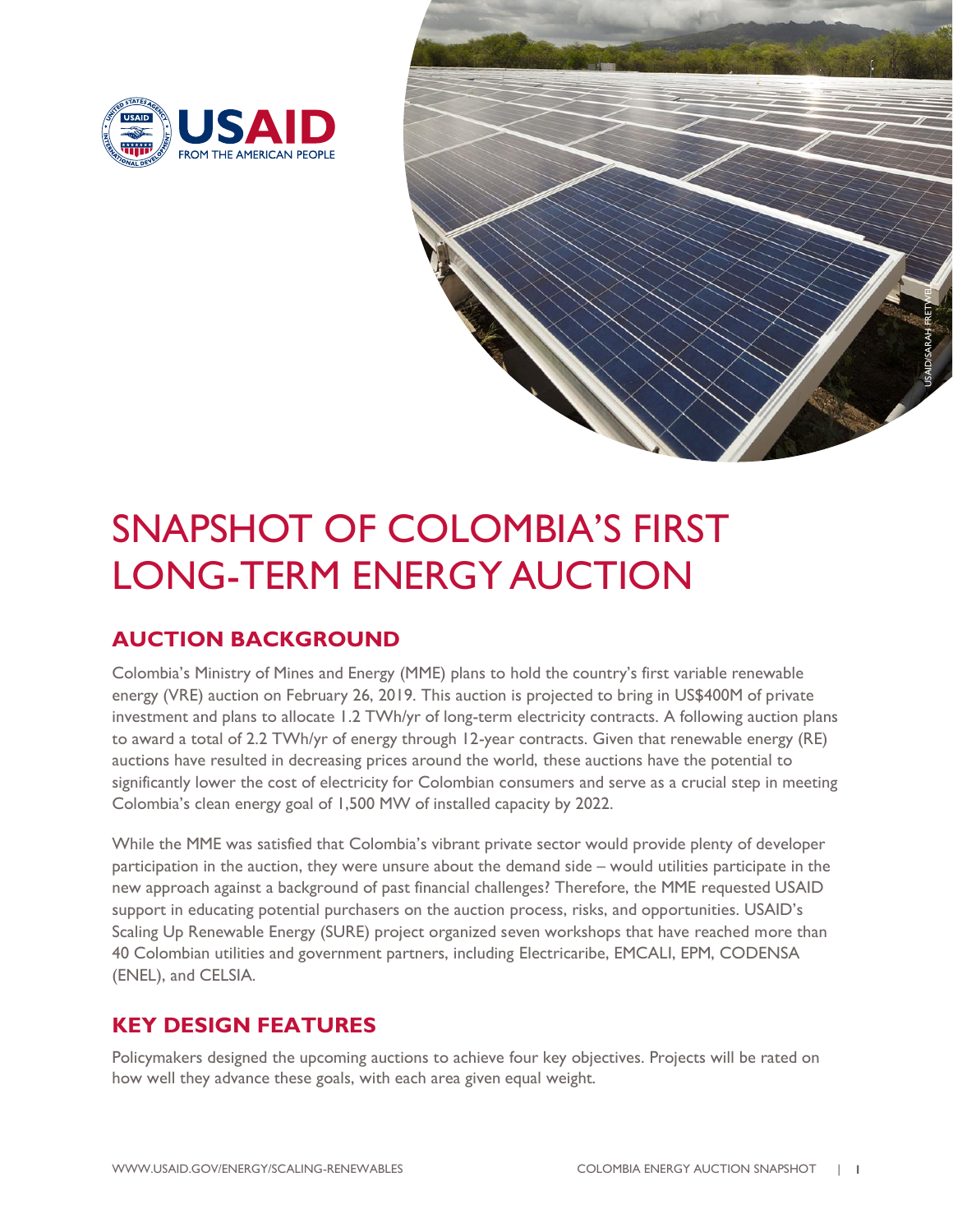# SNAPSHOT OF COLOMBIA'S FIRST LONG-TERM ENERGY AUCTION

## AUCTION BACKGROUND

Colombia's Ministry of Mines and Energy (MME) plans to hold the country's first variable renewable energy (VRE) auction on February 26, 2019. This auction is projected to bring in US$400M of private investment and plans to allocate 1.2 TWh/yr of long-term electricity contracts. A following auction plans to award a total of 2.2 TWh/yr of energy through 12-year contracts. Given that renewable energy (RE) auctions have resulted in decreasing prices around the world, these auctions have the potential to significantly lower the cost of electricity for Colombian consumers and serve as a crucial step in meeting Colombia's clean energy goal of 1,500 MW of installed capacity by 2022.

While the MME was satisfied that Colombia's vibrant private sector would provide plenty of developer participation in the auction, they were unsure about the demand side – would utilities participate in the new approach against a background of past financial challenges? Therefore, the MME requested USAID support in educating potential purchasers on the auction process, risks, and opportunities. USAID's Scaling Up Renewable Energy (SURE) project organized seven workshops that have reached more than 40 Colombian utilities and government partners, including Electricaribe, EMCALI, EPM, CODENSA (ENEL), and CELSIA.

## KEY DESIGN FEATURES

Policymakers designed the upcoming auctions to achieve four key objectives. Projects will be rated on how well they advance these goals, with each area given equal weight.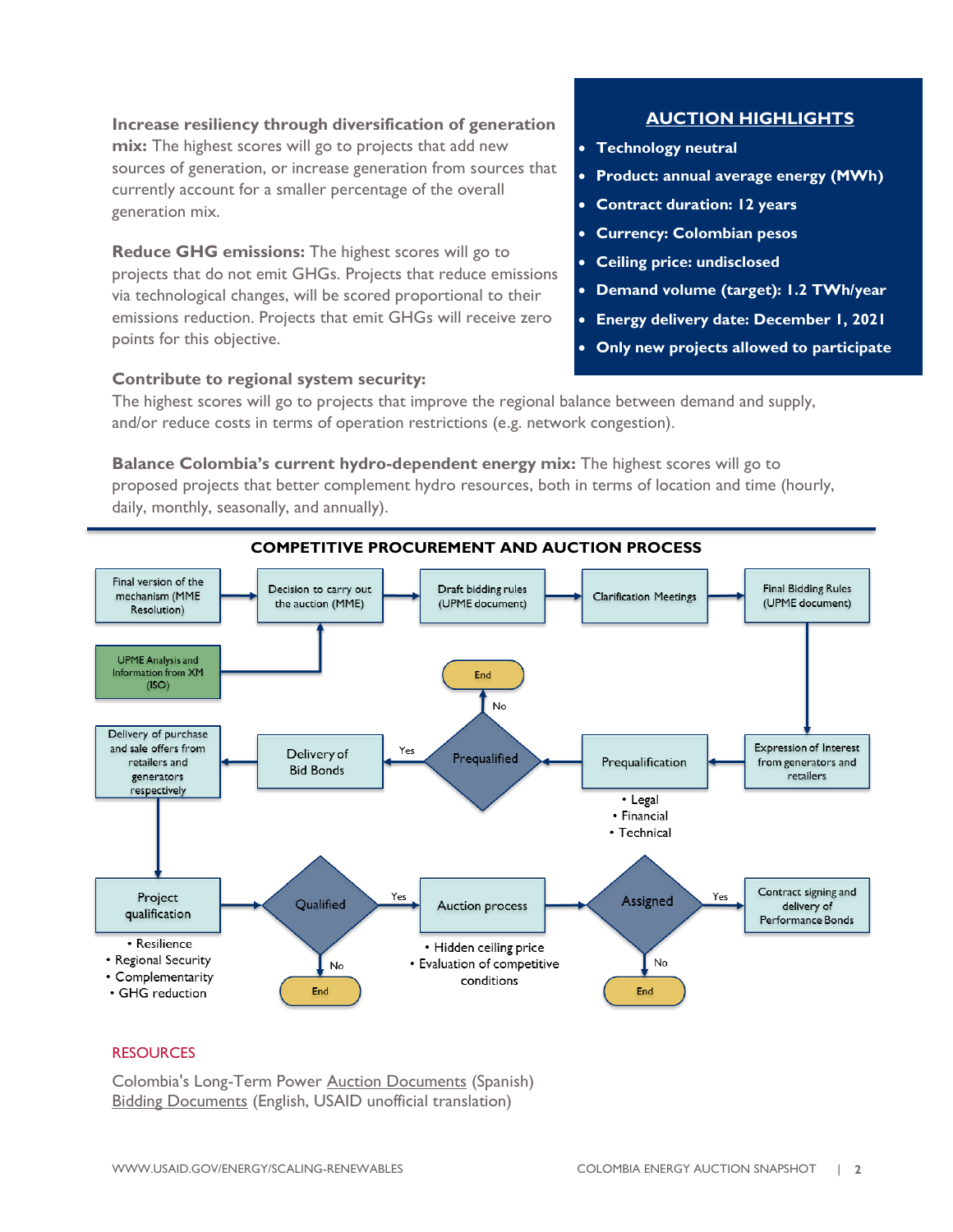**Increase resiliency through diversification of generation mix:** The highest scores will go to projects that add new sources of generation, or increase generation from sources that currently account for a smaller percentage of the overall generation mix.

**Reduce GHG emissions:** The highest scores will go to projects that do not emit GHGs. Projects that reduce emissions via technological changes, will be scored proportional to their emissions reduction. Projects that emit GHGs will receive zero points for this objective.

**Contribute to regional system security:**
The highest scores will go to projects that improve the regional balance between demand and supply, and/or reduce costs in terms of operation restrictions (e.g. network congestion).

**Balance Colombia's current hydro-dependent energy mix:** The highest scores will go to proposed projects that better complement hydro resources, both in terms of location and time (hourly, daily, monthly, seasonally, and annually).

## AUCTION HIGHLIGHTS

- **Technology neutral**
- **Product: annual average energy (MWh)**
- **Contract duration: 12 years**
- **Currency: Colombian pesos**
- **Ceiling price: undisclosed**
- **Demand volume (target): 1.2 TWh/year**
- **Energy delivery date: December 1, 2021**
- **Only new projects allowed to participate**

## COMPETITIVE PROCUREMENT AND AUCTION PROCESS

Final version of the mechanism (MME Resolution)

UPME Analysis and Information from XM (ISO)

Decision to carry out the auction (MME)

Draft bidding rules (UPME document)

Clarification Meetings

Final Bidding Rules (UPME document)

Expression of Interest from generators and retailers

Prequalification
- Legal
- Financial
- Technical

Prequalified

No

End

Yes

Delivery of Bid Bonds

Delivery of purchase and sale offers from retailers and generators respectively

Project qualification
- Resilience
- Regional Security
- Complementarity
- GHG reduction

Qualified

No

End

Yes

Auction process
- Hidden ceiling price
- Evaluation of competitive conditions

Assigned

No

End

Yes

Contract signing and delivery of Performance Bonds

## RESOURCES

Colombia's Long-Term Power Auction Documents (Spanish)
Bidding Documents (English, USAID unofficial translation)